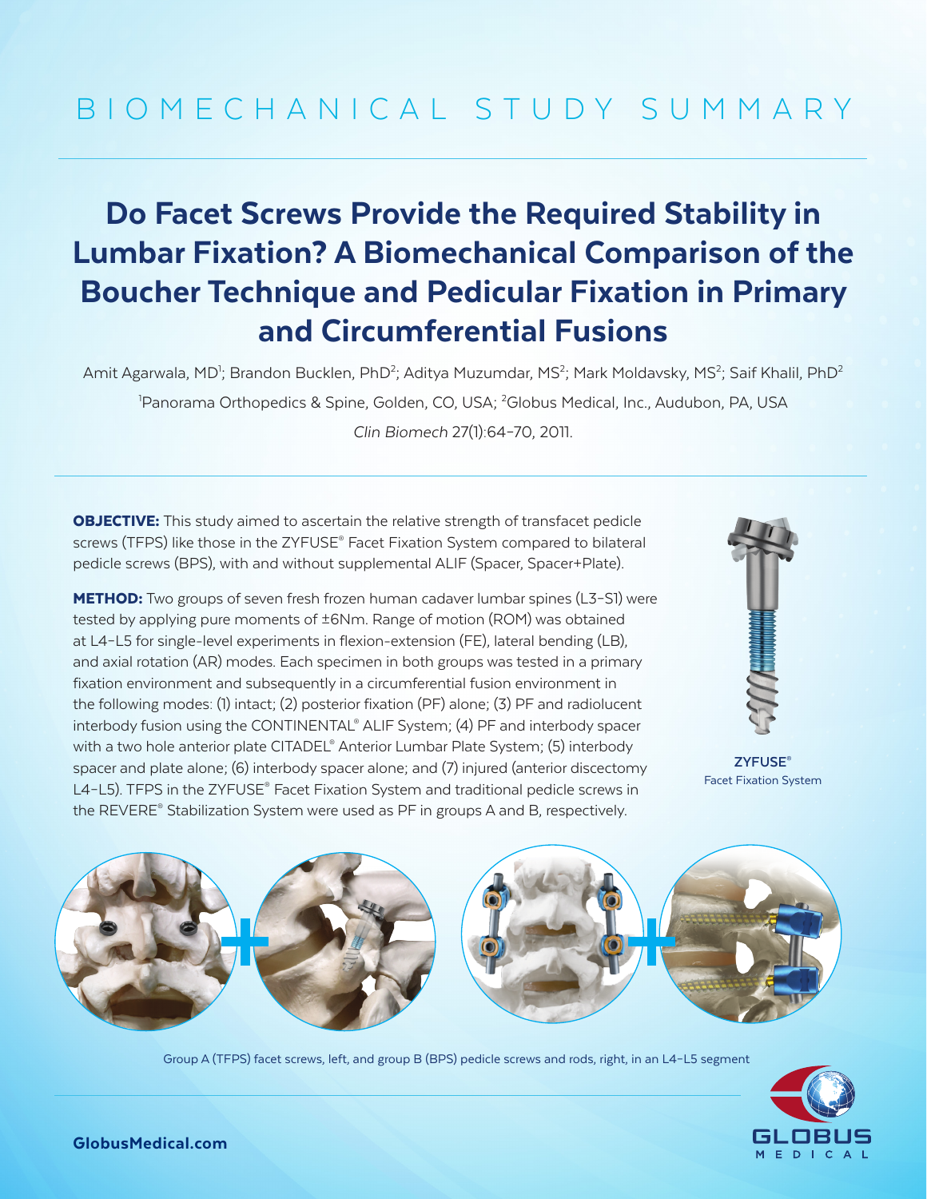BIOMECHANICAL STUDY SUMMARY

# Do Facet Screws Provide the Required Stability in Lumbar Fixation? A Biomechanical Comparison of the Boucher Technique and Pedicular Fixation in Primary and Circumferential Fusions

Amit Agarwala, MD[1]; Brandon Bucklen, PhD[2]; Aditya Muzumdar, MS[2]; Mark Moldavsky, MS[2]; Saif Khalil, PhD[2]

[1]Panorama Orthopedics & Spine, Golden, CO, USA; [2]Globus Medical, Inc., Audubon, PA, USA

*Clin Biomech* 27(1):64–70, 2011.

**OBJECTIVE:** This study aimed to ascertain the relative strength of transfacet pedicle screws (TFPS) like those in the ZYFUSE® Facet Fixation System compared to bilateral pedicle screws (BPS), with and without supplemental ALIF (Spacer, Spacer+Plate).

**METHOD:** Two groups of seven fresh frozen human cadaver lumbar spines (L3–S1) were tested by applying pure moments of ±6Nm. Range of motion (ROM) was obtained at L4–L5 for single-level experiments in flexion-extension (FE), lateral bending (LB), and axial rotation (AR) modes. Each specimen in both groups was tested in a primary fixation environment and subsequently in a circumferential fusion environment in the following modes: (1) intact; (2) posterior fixation (PF) alone; (3) PF and radiolucent interbody fusion using the CONTINENTAL® ALIF System; (4) PF and interbody spacer with a two hole anterior plate CITADEL® Anterior Lumbar Plate System; (5) interbody spacer and plate alone; (6) interbody spacer alone; and (7) injured (anterior discectomy L4–L5). TFPS in the ZYFUSE® Facet Fixation System and traditional pedicle screws in the REVERE® Stabilization System were used as PF in groups A and B, respectively.

**ZYFUSE®**
Facet Fixation System

Group A (TFPS) facet screws, left, and group B (BPS) pedicle screws and rods, right, in an L4–L5 segment

GlobusMedical.com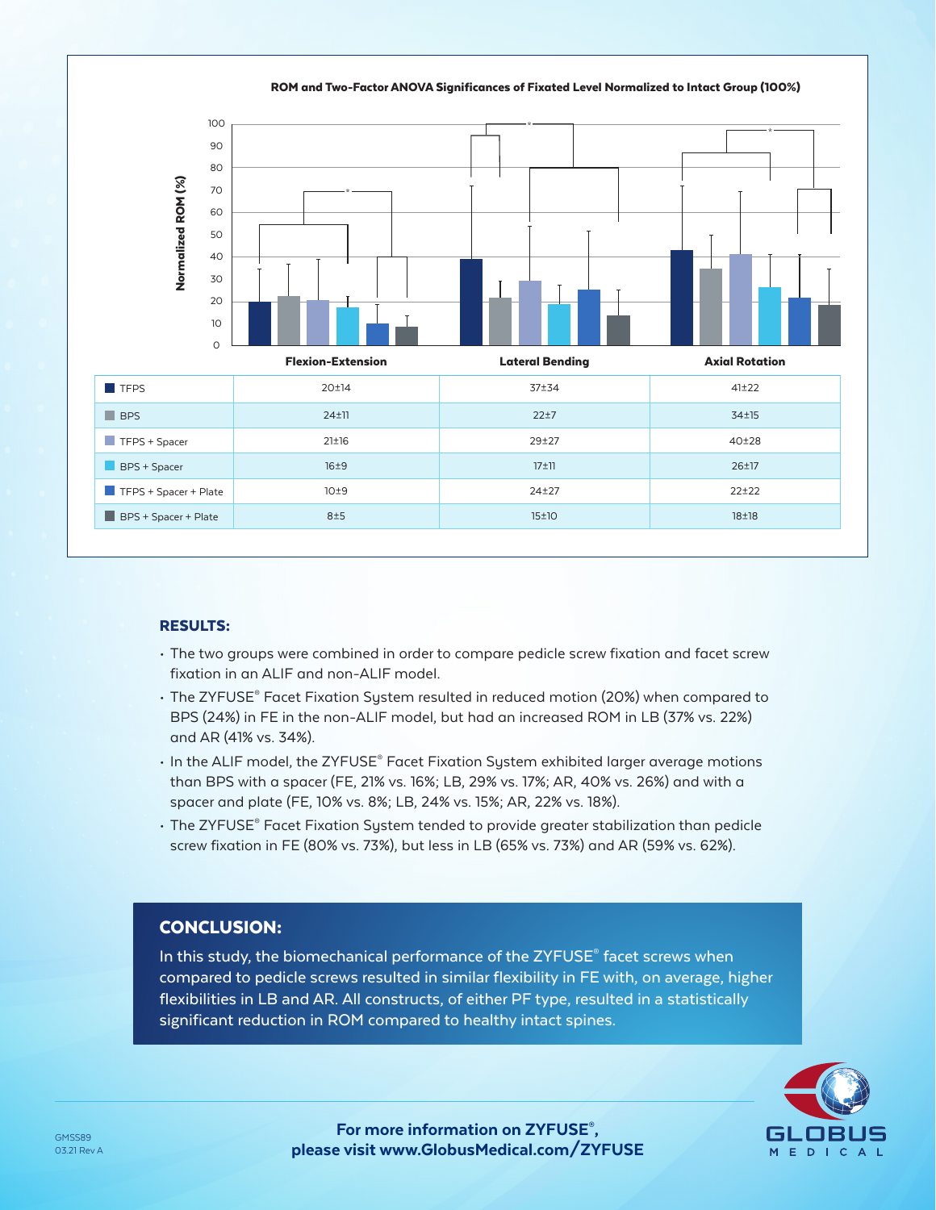ROM and Two-Factor ANOVA Significances of Fixated Level Normalized to Intact Group (100%)

Normalized ROM (%)

100
90
80
70
60
50
40
30
20
10
0

Flexion-Extension

Lateral Bending

Axial Rotation

| | Flexion-Extension | Lateral Bending | Axial Rotation |
|---|---|---|---|
| TFPS | 20±14 | 37±34 | 41±22 |
| BPS | 24±11 | 22±7 | 34±15 |
| TFPS + Spacer | 21±16 | 29±27 | 40±28 |
| BPS + Spacer | 16±9 | 17±11 | 26±17 |
| TFPS + Spacer + Plate | 10±9 | 24±27 | 22±22 |
| BPS + Spacer + Plate | 8±5 | 15±10 | 18±18 |

## RESULTS:

- The two groups were combined in order to compare pedicle screw fixation and facet screw fixation in an ALIF and non-ALIF model.
- The ZYFUSE® Facet Fixation System resulted in reduced motion (20%) when compared to BPS (24%) in FE in the non-ALIF model, but had an increased ROM in LB (37% vs. 22%) and AR (41% vs. 34%).
- In the ALIF model, the ZYFUSE® Facet Fixation System exhibited larger average motions than BPS with a spacer (FE, 21% vs. 16%; LB, 29% vs. 17%; AR, 40% vs. 26%) and with a spacer and plate (FE, 10% vs. 8%; LB, 24% vs. 15%; AR, 22% vs. 18%).
- The ZYFUSE® Facet Fixation System tended to provide greater stabilization than pedicle screw fixation in FE (80% vs. 73%), but less in LB (65% vs. 73%) and AR (59% vs. 62%).

## CONCLUSION:

In this study, the biomechanical performance of the ZYFUSE® facet screws when compared to pedicle screws resulted in similar flexibility in FE with, on average, higher flexibilities in LB and AR. All constructs, of either PF type, resulted in a statistically significant reduction in ROM compared to healthy intact spines.

GMS589
03.21 Rev A

**For more information on ZYFUSE®, please visit www.GlobusMedical.com/ZYFUSE**

GLOBUS MEDICAL